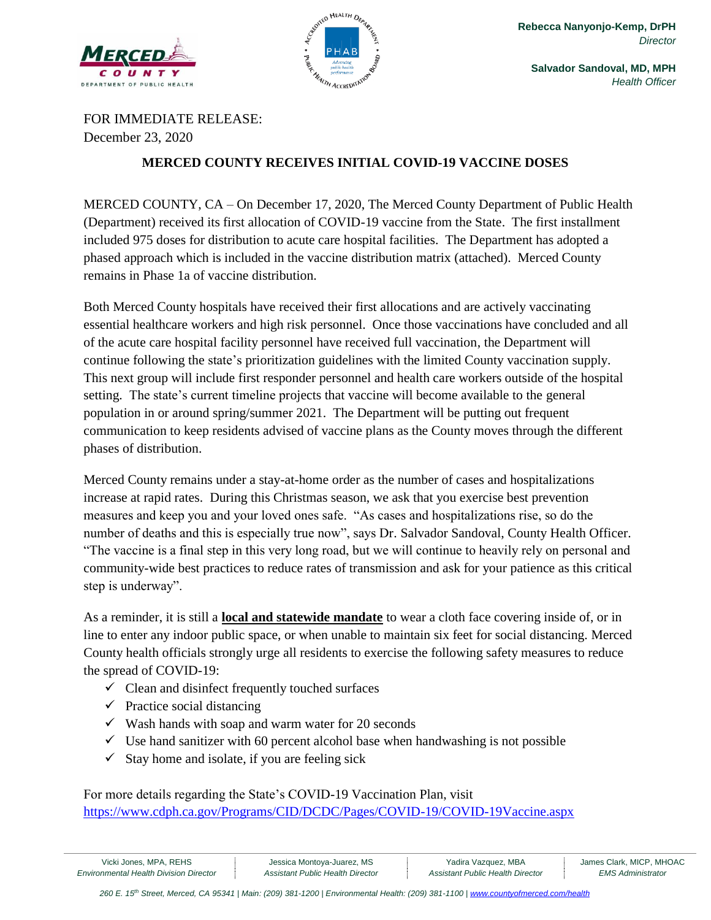Rebecca Nanyonjo-Kemp, DrPH
*Director*

Salvador Sandoval, MD, MPH
*Health Officer*

FOR IMMEDIATE RELEASE:
December 23, 2020

## MERCED COUNTY RECEIVES INITIAL COVID-19 VACCINE DOSES

MERCED COUNTY, CA – On December 17, 2020, The Merced County Department of Public Health (Department) received its first allocation of COVID-19 vaccine from the State. The first installment included 975 doses for distribution to acute care hospital facilities. The Department has adopted a phased approach which is included in the vaccine distribution matrix (attached). Merced County remains in Phase 1a of vaccine distribution.

Both Merced County hospitals have received their first allocations and are actively vaccinating essential healthcare workers and high risk personnel. Once those vaccinations have concluded and all of the acute care hospital facility personnel have received full vaccination, the Department will continue following the state's prioritization guidelines with the limited County vaccination supply. This next group will include first responder personnel and health care workers outside of the hospital setting. The state's current timeline projects that vaccine will become available to the general population in or around spring/summer 2021. The Department will be putting out frequent communication to keep residents advised of vaccine plans as the County moves through the different phases of distribution.

Merced County remains under a stay-at-home order as the number of cases and hospitalizations increase at rapid rates. During this Christmas season, we ask that you exercise best prevention measures and keep you and your loved ones safe. "As cases and hospitalizations rise, so do the number of deaths and this is especially true now", says Dr. Salvador Sandoval, County Health Officer. "The vaccine is a final step in this very long road, but we will continue to heavily rely on personal and community-wide best practices to reduce rates of transmission and ask for your patience as this critical step is underway".

As a reminder, it is still a **local and statewide mandate** to wear a cloth face covering inside of, or in line to enter any indoor public space, or when unable to maintain six feet for social distancing. Merced County health officials strongly urge all residents to exercise the following safety measures to reduce the spread of COVID-19:

- ✓ Clean and disinfect frequently touched surfaces
- ✓ Practice social distancing
- ✓ Wash hands with soap and warm water for 20 seconds
- ✓ Use hand sanitizer with 60 percent alcohol base when handwashing is not possible
- ✓ Stay home and isolate, if you are feeling sick

For more details regarding the State's COVID-19 Vaccination Plan, visit https://www.cdph.ca.gov/Programs/CID/DCDC/Pages/COVID-19/COVID-19Vaccine.aspx

Vicki Jones, MPA, REHS — *Environmental Health Division Director* | Jessica Montoya-Juarez, MS — *Assistant Public Health Director* | Yadira Vazquez, MBA — *Assistant Public Health Director* | James Clark, MICP, MHOAC — *EMS Administrator*

*260 E. 15th Street, Merced, CA 95341 | Main: (209) 381-1200 | Environmental Health: (209) 381-1100 | www.countyofmerced.com/health*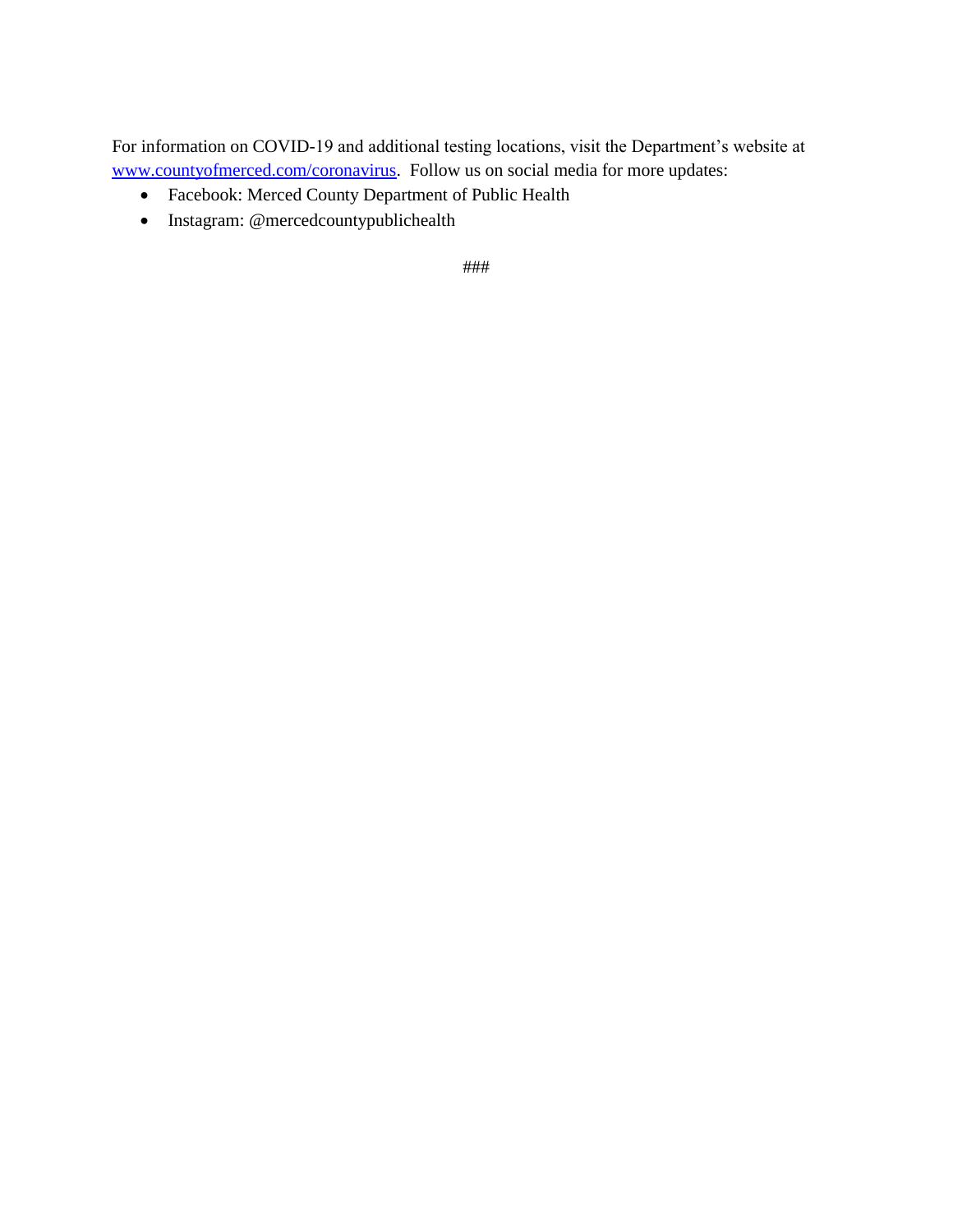For information on COVID-19 and additional testing locations, visit the Department's website at [www.countyofmerced.com/coronavirus](http://www.countyofmerced.com/coronavirus). Follow us on social media for more updates:

- Facebook: Merced County Department of Public Health
- Instagram: @mercedcountypublichealth

###